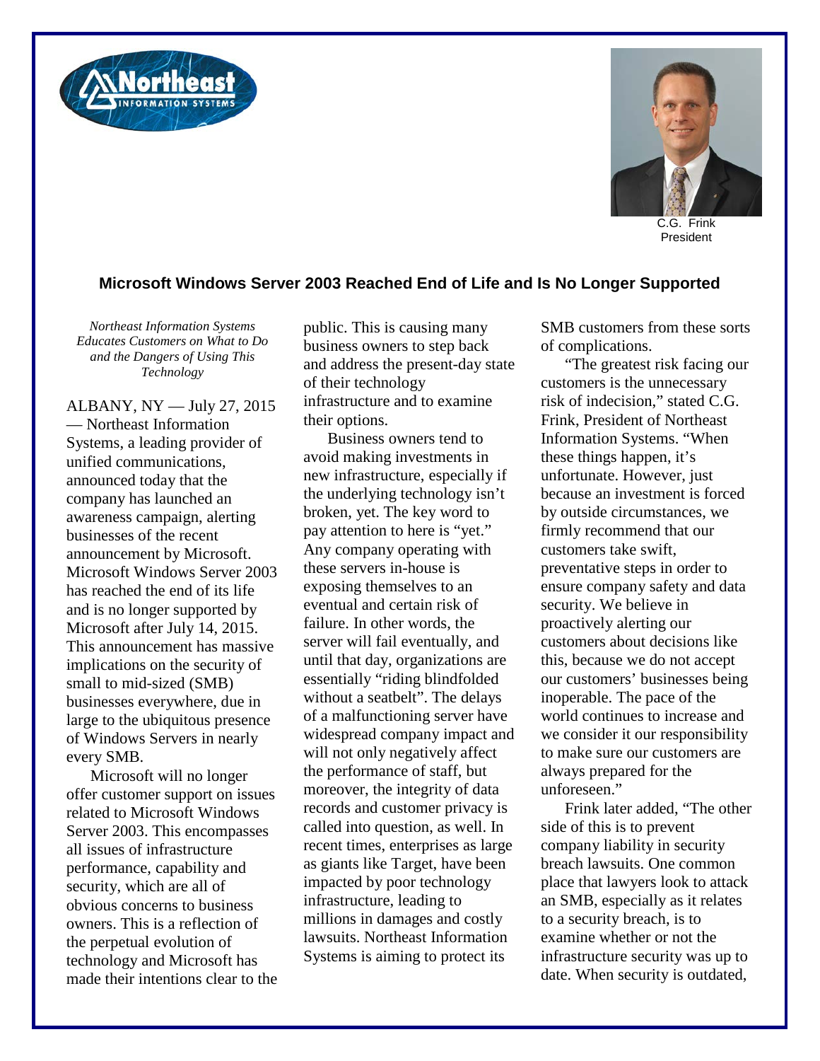C.G. Frink
President

## Microsoft Windows Server 2003 Reached End of Life and Is No Longer Supported

*Northeast Information Systems Educates Customers on What to Do and the Dangers of Using This Technology*

ALBANY, NY — July 27, 2015 — Northeast Information Systems, a leading provider of unified communications, announced today that the company has launched an awareness campaign, alerting businesses of the recent announcement by Microsoft. Microsoft Windows Server 2003 has reached the end of its life and is no longer supported by Microsoft after July 14, 2015. This announcement has massive implications on the security of small to mid-sized (SMB) businesses everywhere, due in large to the ubiquitous presence of Windows Servers in nearly every SMB.

Microsoft will no longer offer customer support on issues related to Microsoft Windows Server 2003. This encompasses all issues of infrastructure performance, capability and security, which are all of obvious concerns to business owners. This is a reflection of the perpetual evolution of technology and Microsoft has made their intentions clear to the public. This is causing many business owners to step back and address the present-day state of their technology infrastructure and to examine their options.

Business owners tend to avoid making investments in new infrastructure, especially if the underlying technology isn't broken, yet. The key word to pay attention to here is "yet." Any company operating with these servers in-house is exposing themselves to an eventual and certain risk of failure. In other words, the server will fail eventually, and until that day, organizations are essentially "riding blindfolded without a seatbelt". The delays of a malfunctioning server have widespread company impact and will not only negatively affect the performance of staff, but moreover, the integrity of data records and customer privacy is called into question, as well. In recent times, enterprises as large as giants like Target, have been impacted by poor technology infrastructure, leading to millions in damages and costly lawsuits. Northeast Information Systems is aiming to protect its SMB customers from these sorts of complications.

"The greatest risk facing our customers is the unnecessary risk of indecision," stated C.G. Frink, President of Northeast Information Systems. "When these things happen, it's unfortunate. However, just because an investment is forced by outside circumstances, we firmly recommend that our customers take swift, preventative steps in order to ensure company safety and data security. We believe in proactively alerting our customers about decisions like this, because we do not accept our customers' businesses being inoperable. The pace of the world continues to increase and we consider it our responsibility to make sure our customers are always prepared for the unforeseen."

Frink later added, "The other side of this is to prevent company liability in security breach lawsuits. One common place that lawyers look to attack an SMB, especially as it relates to a security breach, is to examine whether or not the infrastructure security was up to date. When security is outdated,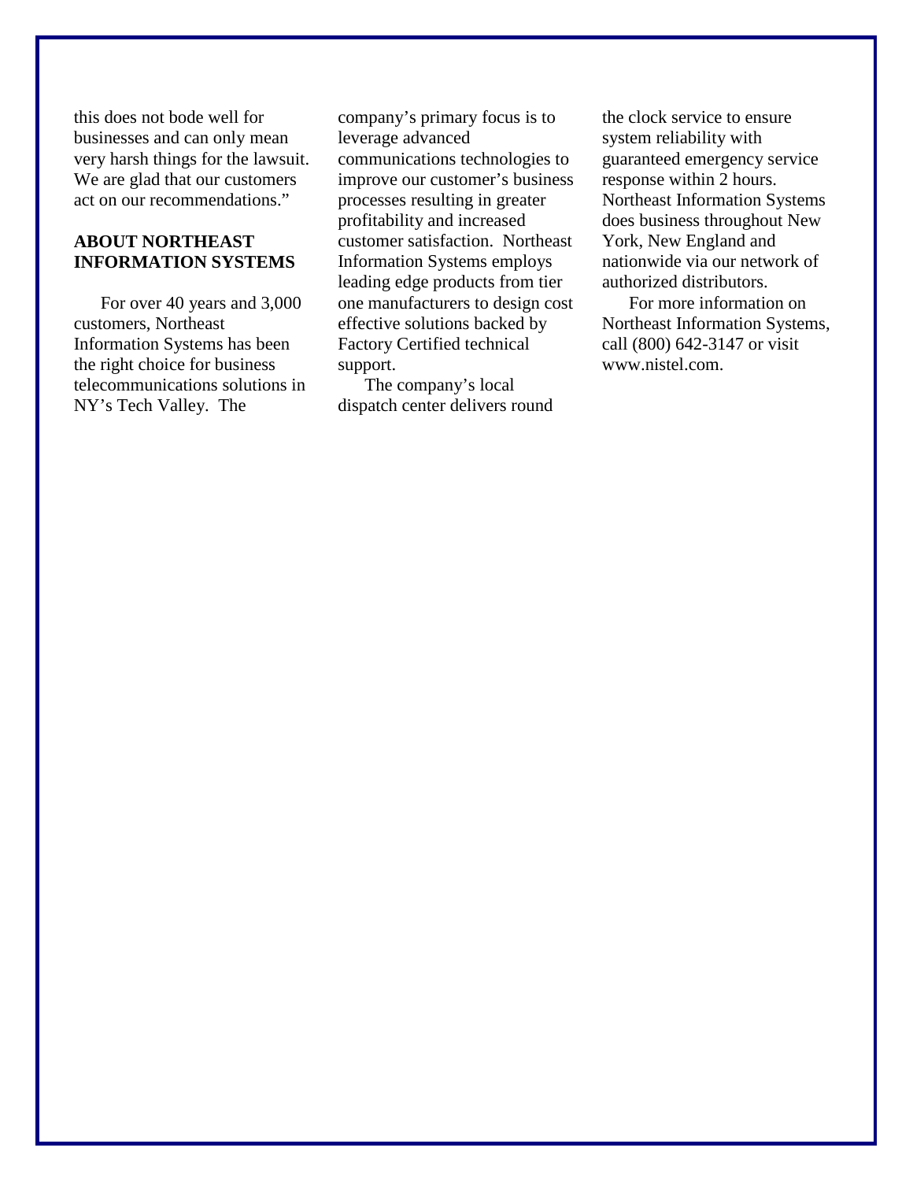this does not bode well for businesses and can only mean very harsh things for the lawsuit. We are glad that our customers act on our recommendations."

**ABOUT NORTHEAST INFORMATION SYSTEMS**

For over 40 years and 3,000 customers, Northeast Information Systems has been the right choice for business telecommunications solutions in NY's Tech Valley. The company's primary focus is to leverage advanced communications technologies to improve our customer's business processes resulting in greater profitability and increased customer satisfaction. Northeast Information Systems employs leading edge products from tier one manufacturers to design cost effective solutions backed by Factory Certified technical support.

The company's local dispatch center delivers round the clock service to ensure system reliability with guaranteed emergency service response within 2 hours. Northeast Information Systems does business throughout New York, New England and nationwide via our network of authorized distributors.

For more information on Northeast Information Systems, call (800) 642-3147 or visit www.nistel.com.